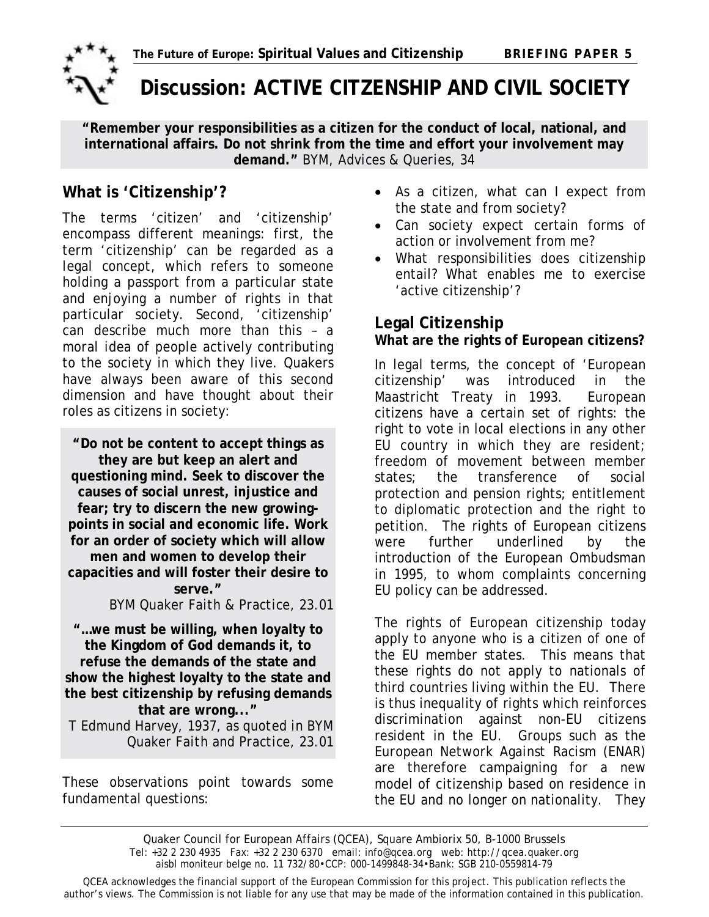# Discussion: ACTIVE CITIZENSHIP AND CIVIL SOCIETY

**"Remember your responsibilities as a citizen for the conduct of local, national, and international affairs. Do not shrink from the time and effort your involvement may demand."** BYM, Advices & Queries, 34

## What is 'Citizenship'?

The terms 'citizen' and 'citizenship' encompass different meanings: first, the term 'citizenship' can be regarded as a legal concept, which refers to someone holding a passport from a particular state and enjoying a number of rights in that particular society. Second, 'citizenship' can describe much more than this – a moral idea of people actively contributing to the society in which they live. Quakers have always been aware of this second dimension and have thought about their roles as citizens in society:

> **"Do not be content to accept things as they are but keep an alert and questioning mind. Seek to discover the causes of social unrest, injustice and fear; try to discern the new growing-points in social and economic life. Work for an order of society which will allow men and women to develop their capacities and will foster their desire to serve."**
>
> BYM Quaker Faith & Practice, 23.01

> **"...we must be willing, when loyalty to the Kingdom of God demands it, to refuse the demands of the state and show the highest loyalty to the state and the best citizenship by refusing demands that are wrong..."**
>
> T Edmund Harvey, 1937, as quoted in BYM Quaker Faith and Practice, 23.01

These observations point towards some fundamental questions:

- As a citizen, what can I expect from the state and from society?
- Can society expect certain forms of action or involvement from me?
- What responsibilities does citizenship entail? What enables me to exercise 'active citizenship'?

## Legal Citizenship

**What are the rights of European citizens?**

In legal terms, the concept of 'European citizenship' was introduced in the Maastricht Treaty in 1993. European citizens have a certain set of rights: the right to vote in local elections in any other EU country in which they are resident; freedom of movement between member states; the transference of social protection and pension rights; entitlement to diplomatic protection and the right to petition. The rights of European citizens were further underlined by the introduction of the European Ombudsman in 1995, to whom complaints concerning EU policy can be addressed.

The rights of European citizenship today apply to anyone who is a citizen of one of the EU member states. This means that these rights do not apply to nationals of third countries living within the EU. There is thus inequality of rights which reinforces discrimination against non-EU citizens resident in the EU. Groups such as the European Network Against Racism (ENAR) are therefore campaigning for a new model of citizenship based on residence in the EU and no longer on nationality. They

Quaker Council for European Affairs (QCEA), Square Ambiorix 50, B-1000 Brussels
Tel: +32 2 230 4935 Fax: +32 2 230 6370 email: info@qcea.org web: http://qcea.quaker.org
aisbl moniteur belge no. 11 732/80•CCP: 000-1499848-34•Bank: SGB 210-0559814-79

QCEA acknowledges the financial support of the European Commission for this project. This publication reflects the author's views. The Commission is not liable for any use that may be made of the information contained in this publication.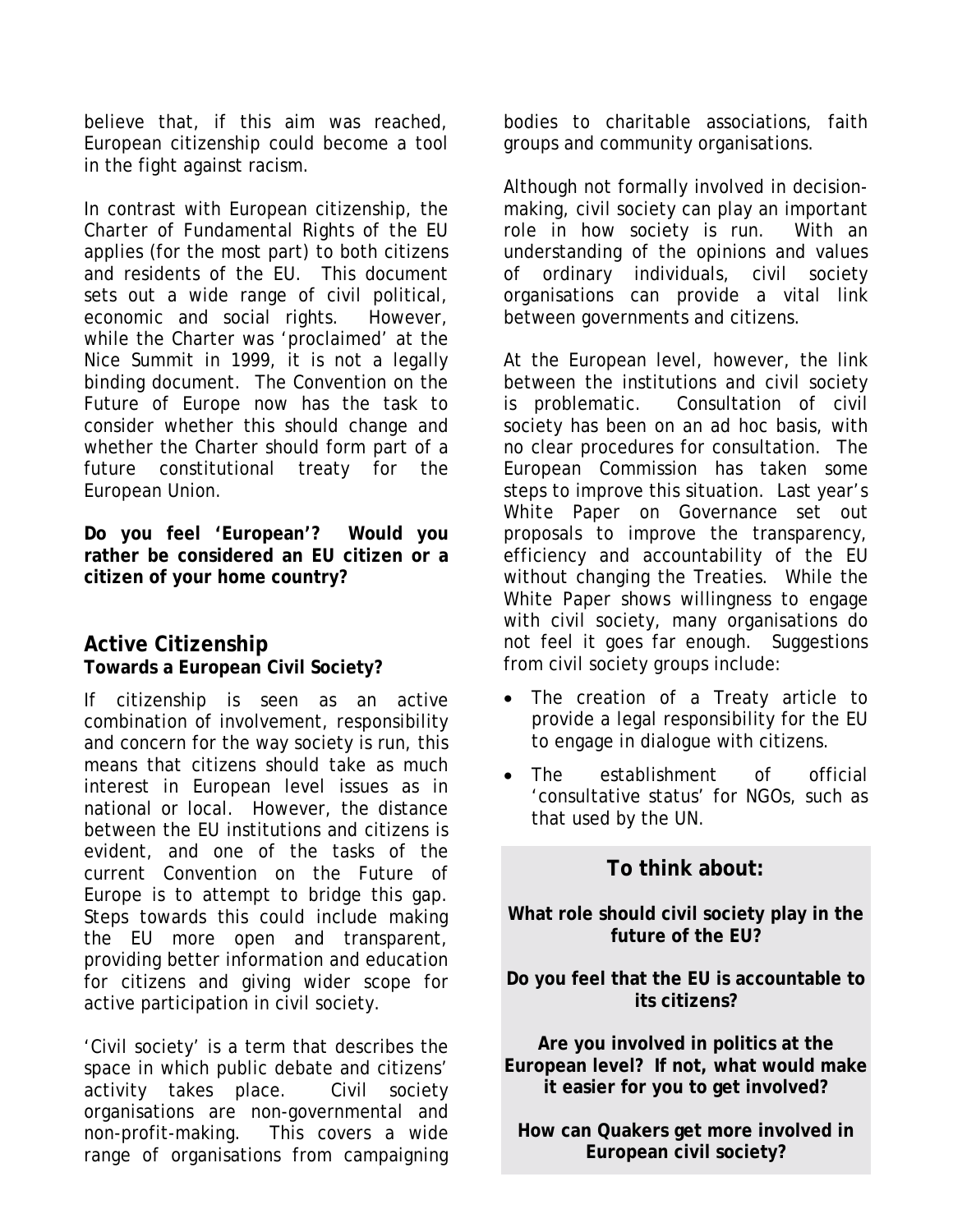believe that, if this aim was reached, European citizenship could become a tool in the fight against racism.

In contrast with European citizenship, the Charter of Fundamental Rights of the EU applies (for the most part) to both citizens and residents of the EU. This document sets out a wide range of civil political, economic and social rights. However, while the Charter was 'proclaimed' at the Nice Summit in 1999, it is not a legally binding document. The Convention on the Future of Europe now has the task to consider whether this should change and whether the Charter should form part of a future constitutional treaty for the European Union.

**Do you feel 'European'? Would you rather be considered an EU citizen or a citizen of your home country?**

## Active Citizenship

**Towards a European Civil Society?**

If citizenship is seen as an active combination of involvement, responsibility and concern for the way society is run, this means that citizens should take as much interest in European level issues as in national or local. However, the distance between the EU institutions and citizens is evident, and one of the tasks of the current Convention on the Future of Europe is to attempt to bridge this gap. Steps towards this could include making the EU more open and transparent, providing better information and education for citizens and giving wider scope for active participation in civil society.

'Civil society' is a term that describes the space in which public debate and citizens' activity takes place. Civil society organisations are non-governmental and non-profit-making. This covers a wide range of organisations from campaigning bodies to charitable associations, faith groups and community organisations.

Although not formally involved in decision-making, civil society can play an important role in how society is run. With an understanding of the opinions and values of ordinary individuals, civil society organisations can provide a vital link between governments and citizens.

At the European level, however, the link between the institutions and civil society is problematic. Consultation of civil society has been on an ad hoc basis, with no clear procedures for consultation. The European Commission has taken some steps to improve this situation. Last year's White Paper on Governance set out proposals to improve the transparency, efficiency and accountability of the EU without changing the Treaties. While the White Paper shows willingness to engage with civil society, many organisations do not feel it goes far enough. Suggestions from civil society groups include:

- The creation of a Treaty article to provide a legal responsibility for the EU to engage in dialogue with citizens.
- The establishment of official 'consultative status' for NGOs, such as that used by the UN.

### To think about:

**What role should civil society play in the future of the EU?**

**Do you feel that the EU is accountable to its citizens?**

**Are you involved in politics at the European level? If not, what would make it easier for you to get involved?**

**How can Quakers get more involved in European civil society?**